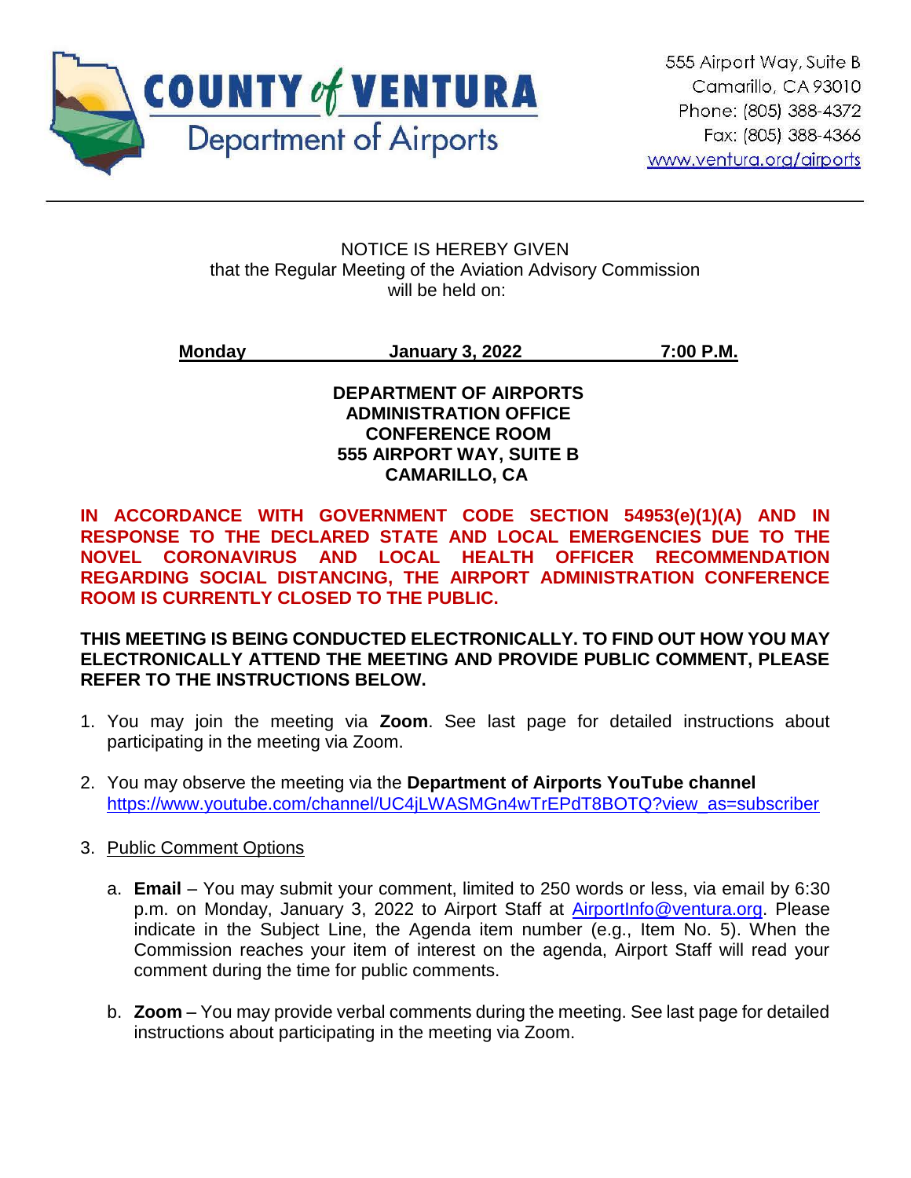**COUNTY of VENTURA**
**Department of Airports**

555 Airport Way, Suite B
Camarillo, CA 93010
Phone: (805) 388-4372
Fax: (805) 388-4366
www.ventura.org/airports

---

NOTICE IS HEREBY GIVEN
that the Regular Meeting of the Aviation Advisory Commission
will be held on:

**Monday January 3, 2022 7:00 P.M.**

**DEPARTMENT OF AIRPORTS**
**ADMINISTRATION OFFICE**
**CONFERENCE ROOM**
**555 AIRPORT WAY, SUITE B**
**CAMARILLO, CA**

**IN ACCORDANCE WITH GOVERNMENT CODE SECTION 54953(e)(1)(A) AND IN RESPONSE TO THE DECLARED STATE AND LOCAL EMERGENCIES DUE TO THE NOVEL CORONAVIRUS AND LOCAL HEALTH OFFICER RECOMMENDATION REGARDING SOCIAL DISTANCING, THE AIRPORT ADMINISTRATION CONFERENCE ROOM IS CURRENTLY CLOSED TO THE PUBLIC.**

**THIS MEETING IS BEING CONDUCTED ELECTRONICALLY. TO FIND OUT HOW YOU MAY ELECTRONICALLY ATTEND THE MEETING AND PROVIDE PUBLIC COMMENT, PLEASE REFER TO THE INSTRUCTIONS BELOW.**

1. You may join the meeting via **Zoom**. See last page for detailed instructions about participating in the meeting via Zoom.

2. You may observe the meeting via the **Department of Airports YouTube channel** https://www.youtube.com/channel/UC4jLWASMGn4wTrEPdT8BOTQ?view_as=subscriber

3. Public Comment Options

   a. **Email** – You may submit your comment, limited to 250 words or less, via email by 6:30 p.m. on Monday, January 3, 2022 to Airport Staff at AirportInfo@ventura.org. Please indicate in the Subject Line, the Agenda item number (e.g., Item No. 5). When the Commission reaches your item of interest on the agenda, Airport Staff will read your comment during the time for public comments.

   b. **Zoom** – You may provide verbal comments during the meeting. See last page for detailed instructions about participating in the meeting via Zoom.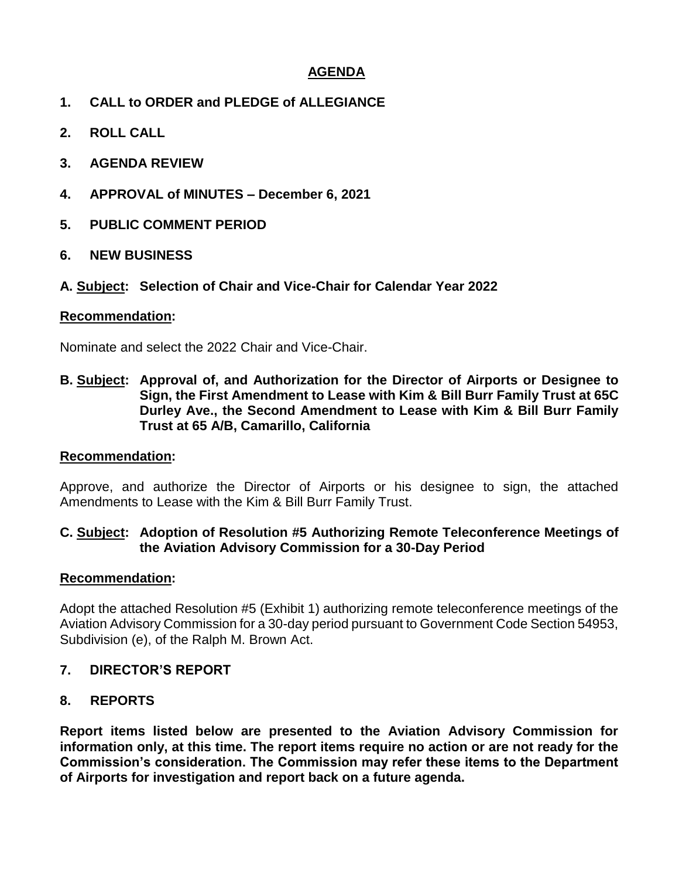## AGENDA

**1. CALL to ORDER and PLEDGE of ALLEGIANCE**

**2. ROLL CALL**

**3. AGENDA REVIEW**

**4. APPROVAL of MINUTES – December 6, 2021**

**5. PUBLIC COMMENT PERIOD**

**6. NEW BUSINESS**

**A. Subject: Selection of Chair and Vice-Chair for Calendar Year 2022**

**Recommendation:**

Nominate and select the 2022 Chair and Vice-Chair.

**B. Subject: Approval of, and Authorization for the Director of Airports or Designee to Sign, the First Amendment to Lease with Kim & Bill Burr Family Trust at 65C Durley Ave., the Second Amendment to Lease with Kim & Bill Burr Family Trust at 65 A/B, Camarillo, California**

**Recommendation:**

Approve, and authorize the Director of Airports or his designee to sign, the attached Amendments to Lease with the Kim & Bill Burr Family Trust.

**C. Subject: Adoption of Resolution #5 Authorizing Remote Teleconference Meetings of the Aviation Advisory Commission for a 30-Day Period**

**Recommendation:**

Adopt the attached Resolution #5 (Exhibit 1) authorizing remote teleconference meetings of the Aviation Advisory Commission for a 30-day period pursuant to Government Code Section 54953, Subdivision (e), of the Ralph M. Brown Act.

**7. DIRECTOR'S REPORT**

**8. REPORTS**

**Report items listed below are presented to the Aviation Advisory Commission for information only, at this time. The report items require no action or are not ready for the Commission's consideration. The Commission may refer these items to the Department of Airports for investigation and report back on a future agenda.**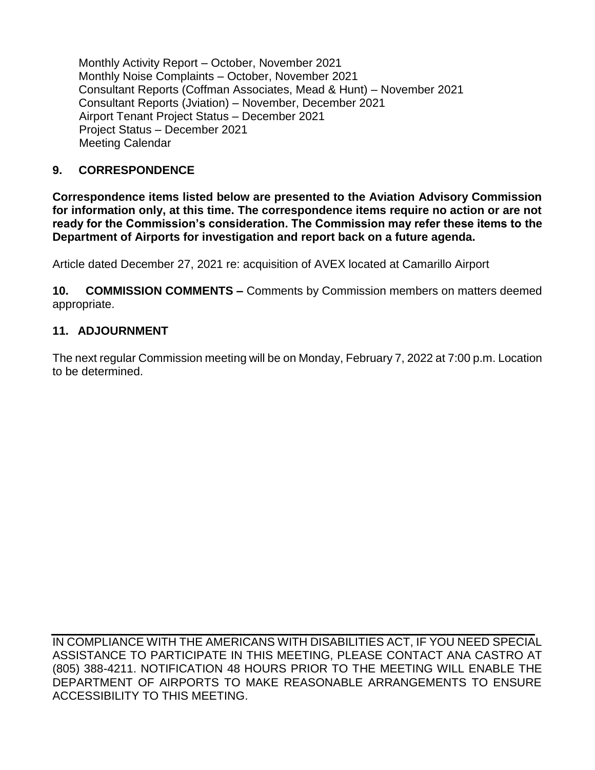Monthly Activity Report – October, November 2021
Monthly Noise Complaints – October, November 2021
Consultant Reports (Coffman Associates, Mead & Hunt) – November 2021
Consultant Reports (Jviation) – November, December 2021
Airport Tenant Project Status – December 2021
Project Status – December 2021
Meeting Calendar

## 9. CORRESPONDENCE

**Correspondence items listed below are presented to the Aviation Advisory Commission for information only, at this time. The correspondence items require no action or are not ready for the Commission's consideration. The Commission may refer these items to the Department of Airports for investigation and report back on a future agenda.**

Article dated December 27, 2021 re: acquisition of AVEX located at Camarillo Airport

**10. COMMISSION COMMENTS –** Comments by Commission members on matters deemed appropriate.

## 11. ADJOURNMENT

The next regular Commission meeting will be on Monday, February 7, 2022 at 7:00 p.m. Location to be determined.

---

IN COMPLIANCE WITH THE AMERICANS WITH DISABILITIES ACT, IF YOU NEED SPECIAL ASSISTANCE TO PARTICIPATE IN THIS MEETING, PLEASE CONTACT ANA CASTRO AT (805) 388-4211. NOTIFICATION 48 HOURS PRIOR TO THE MEETING WILL ENABLE THE DEPARTMENT OF AIRPORTS TO MAKE REASONABLE ARRANGEMENTS TO ENSURE ACCESSIBILITY TO THIS MEETING.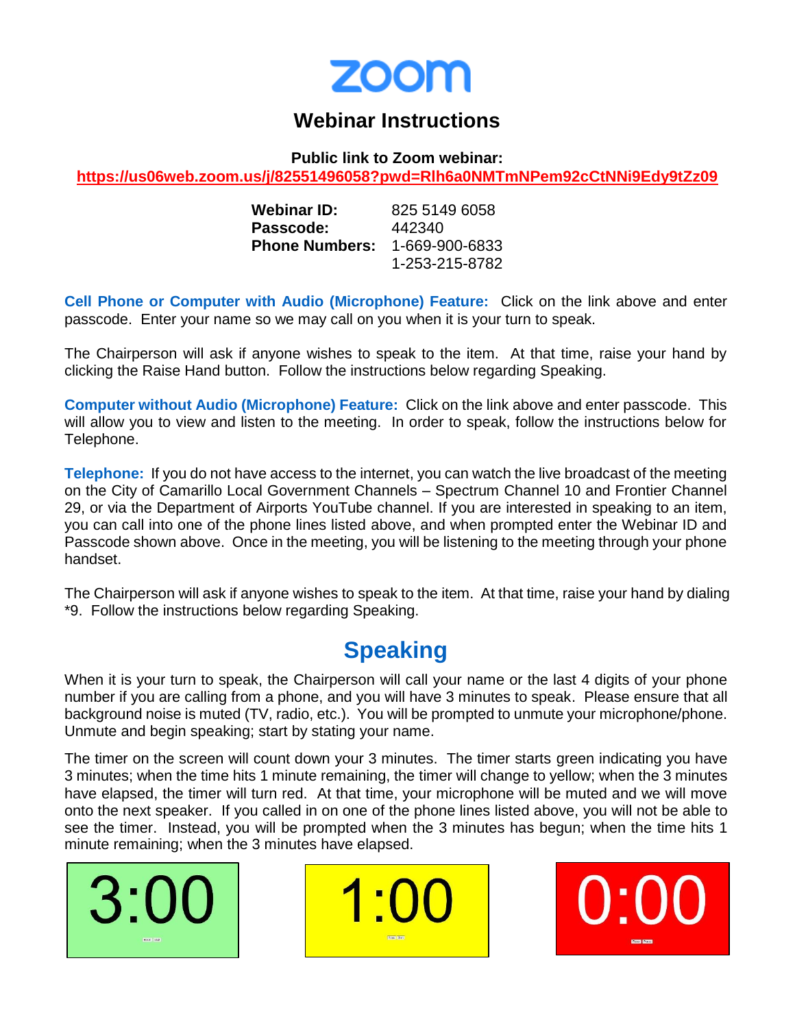zoom

# Webinar Instructions

**Public link to Zoom webinar:**
**https://us06web.zoom.us/j/82551496058?pwd=Rlh6a0NMTmNPem92cCtNNi9Edy9tZz09**

| | |
|---|---|
| **Webinar ID:** | 825 5149 6058 |
| **Passcode:** | 442340 |
| **Phone Numbers:** | 1-669-900-6833 |
| | 1-253-215-8782 |

**Cell Phone or Computer with Audio (Microphone) Feature:** Click on the link above and enter passcode. Enter your name so we may call on you when it is your turn to speak.

The Chairperson will ask if anyone wishes to speak to the item. At that time, raise your hand by clicking the Raise Hand button. Follow the instructions below regarding Speaking.

**Computer without Audio (Microphone) Feature:** Click on the link above and enter passcode. This will allow you to view and listen to the meeting. In order to speak, follow the instructions below for Telephone.

**Telephone:** If you do not have access to the internet, you can watch the live broadcast of the meeting on the City of Camarillo Local Government Channels – Spectrum Channel 10 and Frontier Channel 29, or via the Department of Airports YouTube channel. If you are interested in speaking to an item, you can call into one of the phone lines listed above, and when prompted enter the Webinar ID and Passcode shown above. Once in the meeting, you will be listening to the meeting through your phone handset.

The Chairperson will ask if anyone wishes to speak to the item. At that time, raise your hand by dialing *9. Follow the instructions below regarding Speaking.

## Speaking

When it is your turn to speak, the Chairperson will call your name or the last 4 digits of your phone number if you are calling from a phone, and you will have 3 minutes to speak. Please ensure that all background noise is muted (TV, radio, etc.). You will be prompted to unmute your microphone/phone. Unmute and begin speaking; start by stating your name.

The timer on the screen will count down your 3 minutes. The timer starts green indicating you have 3 minutes; when the time hits 1 minute remaining, the timer will change to yellow; when the 3 minutes have elapsed, the timer will turn red. At that time, your microphone will be muted and we will move onto the next speaker. If you called in on one of the phone lines listed above, you will not be able to see the timer. Instead, you will be prompted when the 3 minutes has begun; when the time hits 1 minute remaining; when the 3 minutes have elapsed.

3:00

1:00

0:00